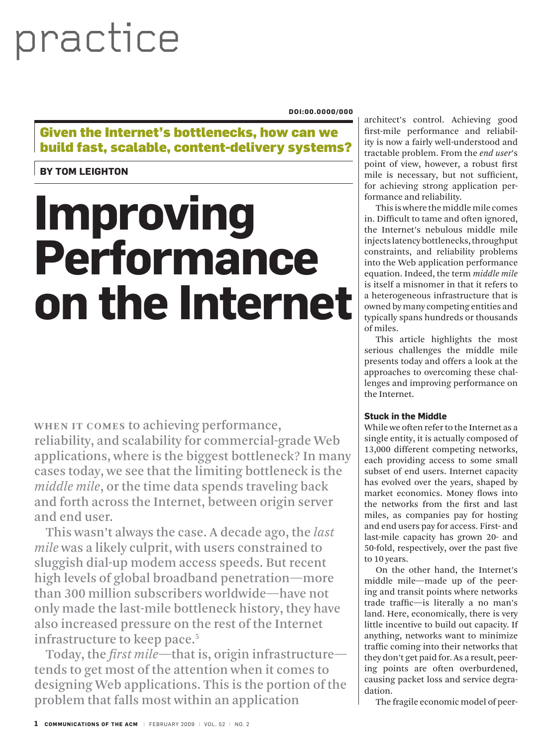practice

DOI:00.0000/000

**Given the Internet's bottlenecks, how can we build fast, scalable, content-delivery systems?**

**BY TOM LEIGHTON**

# Improving Performance on the Internet

WHEN IT COMES to achieving performance, reliability, and scalability for commercial-grade Web applications, where is the biggest bottleneck? In many cases today, we see that the limiting bottleneck is the *middle mile*, or the time data spends traveling back and forth across the Internet, between origin server and end user.

This wasn't always the case. A decade ago, the *last mile* was a likely culprit, with users constrained to sluggish dial-up modem access speeds. But recent high levels of global broadband penetration—more than 300 million subscribers worldwide—have not only made the last-mile bottleneck history, they have also increased pressure on the rest of the Internet infrastructure to keep pace.[5]

Today, the *first mile*—that is, origin infrastructure—tends to get most of the attention when it comes to designing Web applications. This is the portion of the problem that falls most within an application architect's control. Achieving good first-mile performance and reliability is now a fairly well-understood and tractable problem. From the *end user*'s point of view, however, a robust first mile is necessary, but not sufficient, for achieving strong application performance and reliability.

This is where the middle mile comes in. Difficult to tame and often ignored, the Internet's nebulous middle mile injects latency bottlenecks, throughput constraints, and reliability problems into the Web application performance equation. Indeed, the term *middle mile* is itself a misnomer in that it refers to a heterogeneous infrastructure that is owned by many competing entities and typically spans hundreds or thousands of miles.

This article highlights the most serious challenges the middle mile presents today and offers a look at the approaches to overcoming these challenges and improving performance on the Internet.

### Stuck in the Middle

While we often refer to the Internet as a single entity, it is actually composed of 13,000 different competing networks, each providing access to some small subset of end users. Internet capacity has evolved over the years, shaped by market economics. Money flows into the networks from the first and last miles, as companies pay for hosting and end users pay for access. First- and last-mile capacity has grown 20- and 50-fold, respectively, over the past five to 10 years.

On the other hand, the Internet's middle mile—made up of the peering and transit points where networks trade traffic—is literally a no man's land. Here, economically, there is very little incentive to build out capacity. If anything, networks want to minimize traffic coming into their networks that they don't get paid for. As a result, peering points are often overburdened, causing packet loss and service degradation.

The fragile economic model of peer-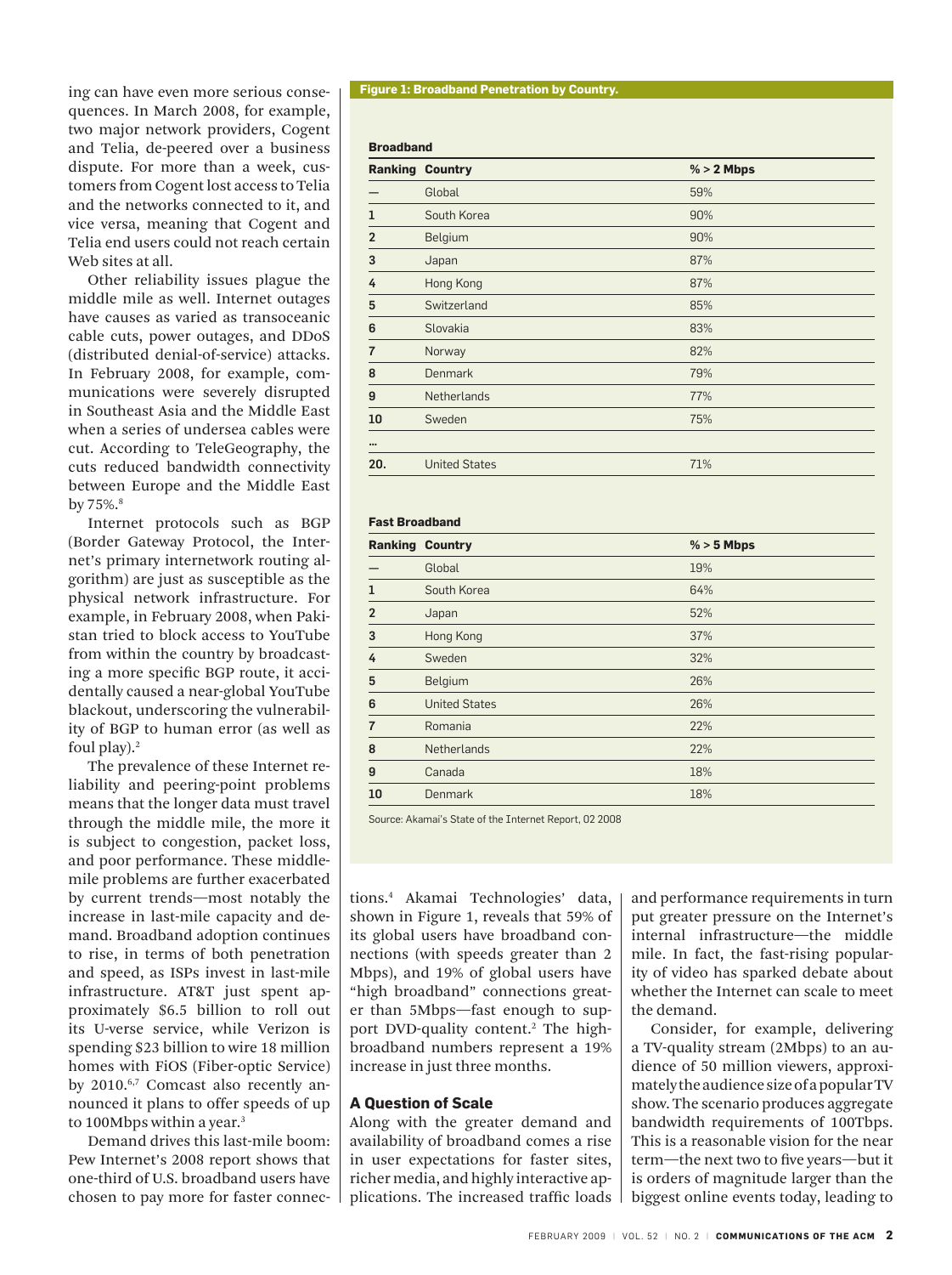ing can have even more serious consequences. In March 2008, for example, two major network providers, Cogent and Telia, de-peered over a business dispute. For more than a week, customers from Cogent lost access to Telia and the networks connected to it, and vice versa, meaning that Cogent and Telia end users could not reach certain Web sites at all.

Other reliability issues plague the middle mile as well. Internet outages have causes as varied as transoceanic cable cuts, power outages, and DDoS (distributed denial-of-service) attacks. In February 2008, for example, communications were severely disrupted in Southeast Asia and the Middle East when a series of undersea cables were cut. According to TeleGeography, the cuts reduced bandwidth connectivity between Europe and the Middle East by 75%.[8]

Internet protocols such as BGP (Border Gateway Protocol, the Internet's primary internetwork routing algorithm) are just as susceptible as the physical network infrastructure. For example, in February 2008, when Pakistan tried to block access to YouTube from within the country by broadcasting a more specific BGP route, it accidentally caused a near-global YouTube blackout, underscoring the vulnerability of BGP to human error (as well as foul play).[2]

The prevalence of these Internet reliability and peering-point problems means that the longer data must travel through the middle mile, the more it is subject to congestion, packet loss, and poor performance. These middle-mile problems are further exacerbated by current trends—most notably the increase in last-mile capacity and demand. Broadband adoption continues to rise, in terms of both penetration and speed, as ISPs invest in last-mile infrastructure. AT&T just spent approximately $6.5 billion to roll out its U-verse service, while Verizon is spending $23 billion to wire 18 million homes with FiOS (Fiber-optic Service) by 2010.[6,7] Comcast also recently announced it plans to offer speeds of up to 100Mbps within a year.[3]

Demand drives this last-mile boom: Pew Internet's 2008 report shows that one-third of U.S. broadband users have chosen to pay more for faster connections.[4] Akamai Technologies' data, shown in Figure 1, reveals that 59% of its global users have broadband connections (with speeds greater than 2 Mbps), and 19% of global users have "high broadband" connections greater than 5Mbps—fast enough to support DVD-quality content.[2] The high-broadband numbers represent a 19% increase in just three months.

**Figure 1: Broadband Penetration by Country.**

**Broadband**

| Ranking | Country | % > 2 Mbps |
|---|---|---|
| — | Global | 59% |
| 1 | South Korea | 90% |
| 2 | Belgium | 90% |
| 3 | Japan | 87% |
| 4 | Hong Kong | 87% |
| 5 | Switzerland | 85% |
| 6 | Slovakia | 83% |
| 7 | Norway | 82% |
| 8 | Denmark | 79% |
| 9 | Netherlands | 77% |
| 10 | Sweden | 75% |
| ... | | |
| 20. | United States | 71% |

**Fast Broadband**

| Ranking | Country | % > 5 Mbps |
|---|---|---|
| — | Global | 19% |
| 1 | South Korea | 64% |
| 2 | Japan | 52% |
| 3 | Hong Kong | 37% |
| 4 | Sweden | 32% |
| 5 | Belgium | 26% |
| 6 | United States | 26% |
| 7 | Romania | 22% |
| 8 | Netherlands | 22% |
| 9 | Canada | 18% |
| 10 | Denmark | 18% |

Source: Akamai's State of the Internet Report, Q2 2008

## A Question of Scale

Along with the greater demand and availability of broadband comes a rise in user expectations for faster sites, richer media, and highly interactive applications. The increased traffic loads and performance requirements in turn put greater pressure on the Internet's internal infrastructure—the middle mile. In fact, the fast-rising popularity of video has sparked debate about whether the Internet can scale to meet the demand.

Consider, for example, delivering a TV-quality stream (2Mbps) to an audience of 50 million viewers, approximately the audience size of a popular TV show. The scenario produces aggregate bandwidth requirements of 100Tbps. This is a reasonable vision for the near term—the next two to five years—but it is orders of magnitude larger than the biggest online events today, leading to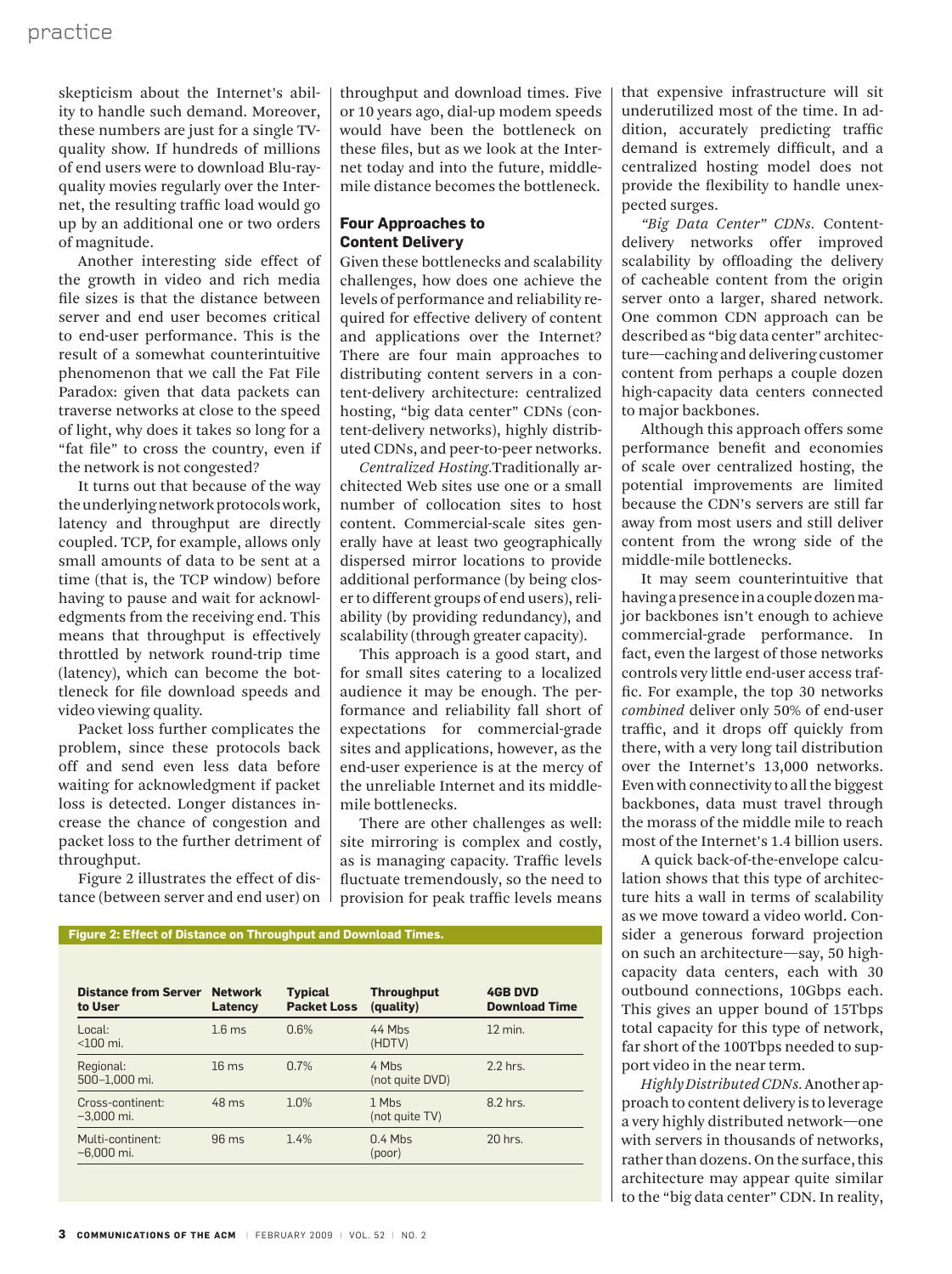skepticism about the Internet's ability to handle such demand. Moreover, these numbers are just for a single TV-quality show. If hundreds of millions of end users were to download Blu-ray-quality movies regularly over the Internet, the resulting traffic load would go up by an additional one or two orders of magnitude.

Another interesting side effect of the growth in video and rich media file sizes is that the distance between server and end user becomes critical to end-user performance. This is the result of a somewhat counterintuitive phenomenon that we call the Fat File Paradox: given that data packets can traverse networks at close to the speed of light, why does it takes so long for a "fat file" to cross the country, even if the network is not congested?

It turns out that because of the way the underlying network protocols work, latency and throughput are directly coupled. TCP, for example, allows only small amounts of data to be sent at a time (that is, the TCP window) before having to pause and wait for acknowledgments from the receiving end. This means that throughput is effectively throttled by network round-trip time (latency), which can become the bottleneck for file download speeds and video viewing quality.

Packet loss further complicates the problem, since these protocols back off and send even less data before waiting for acknowledgment if packet loss is detected. Longer distances increase the chance of congestion and packet loss to the further detriment of throughput.

Figure 2 illustrates the effect of distance (between server and end user) on throughput and download times. Five or 10 years ago, dial-up modem speeds would have been the bottleneck on these files, but as we look at the Internet today and into the future, middle-mile distance becomes the bottleneck.

**Figure 2: Effect of Distance on Throughput and Download Times.**

| Distance from Server to User | Network Latency | Typical Packet Loss | Throughput (quality) | 4GB DVD Download Time |
|---|---|---|---|---|
| Local: <100 mi. | 1.6 ms | 0.6% | 44 Mbs (HDTV) | 12 min. |
| Regional: 500–1,000 mi. | 16 ms | 0.7% | 4 Mbs (not quite DVD) | 2.2 hrs. |
| Cross-continent: ~3,000 mi. | 48 ms | 1.0% | 1 Mbs (not quite TV) | 8.2 hrs. |
| Multi-continent: ~6,000 mi. | 96 ms | 1.4% | 0.4 Mbs (poor) | 20 hrs. |

## Four Approaches to Content Delivery

Given these bottlenecks and scalability challenges, how does one achieve the levels of performance and reliability required for effective delivery of content and applications over the Internet? There are four main approaches to distributing content servers in a content-delivery architecture: centralized hosting, "big data center" CDNs (content-delivery networks), highly distributed CDNs, and peer-to-peer networks.

*Centralized Hosting.* Traditionally architected Web sites use one or a small number of collocation sites to host content. Commercial-scale sites generally have at least two geographically dispersed mirror locations to provide additional performance (by being closer to different groups of end users), reliability (by providing redundancy), and scalability (through greater capacity).

This approach is a good start, and for small sites catering to a localized audience it may be enough. The performance and reliability fall short of expectations for commercial-grade sites and applications, however, as the end-user experience is at the mercy of the unreliable Internet and its middle-mile bottlenecks.

There are other challenges as well: site mirroring is complex and costly, as is managing capacity. Traffic levels fluctuate tremendously, so the need to provision for peak traffic levels means that expensive infrastructure will sit underutilized most of the time. In addition, accurately predicting traffic demand is extremely difficult, and a centralized hosting model does not provide the flexibility to handle unexpected surges.

*"Big Data Center" CDNs.* Content-delivery networks offer improved scalability by offloading the delivery of cacheable content from the origin server onto a larger, shared network. One common CDN approach can be described as "big data center" architecture—caching and delivering customer content from perhaps a couple dozen high-capacity data centers connected to major backbones.

Although this approach offers some performance benefit and economies of scale over centralized hosting, the potential improvements are limited because the CDN's servers are still far away from most users and still deliver content from the wrong side of the middle-mile bottlenecks.

It may seem counterintuitive that having a presence in a couple dozen major backbones isn't enough to achieve commercial-grade performance. In fact, even the largest of those networks controls very little end-user access traffic. For example, the top 30 networks *combined* deliver only 50% of end-user traffic, and it drops off quickly from there, with a very long tail distribution over the Internet's 13,000 networks. Even with connectivity to all the biggest backbones, data must travel through the morass of the middle mile to reach most of the Internet's 1.4 billion users.

A quick back-of-the-envelope calculation shows that this type of architecture hits a wall in terms of scalability as we move toward a video world. Consider a generous forward projection on such an architecture—say, 50 high-capacity data centers, each with 30 outbound connections, 10Gbps each. This gives an upper bound of 15Tbps total capacity for this type of network, far short of the 100Tbps needed to support video in the near term.

*Highly Distributed CDNs.* Another approach to content delivery is to leverage a very highly distributed network—one with servers in thousands of networks, rather than dozens. On the surface, this architecture may appear quite similar to the "big data center" CDN. In reality,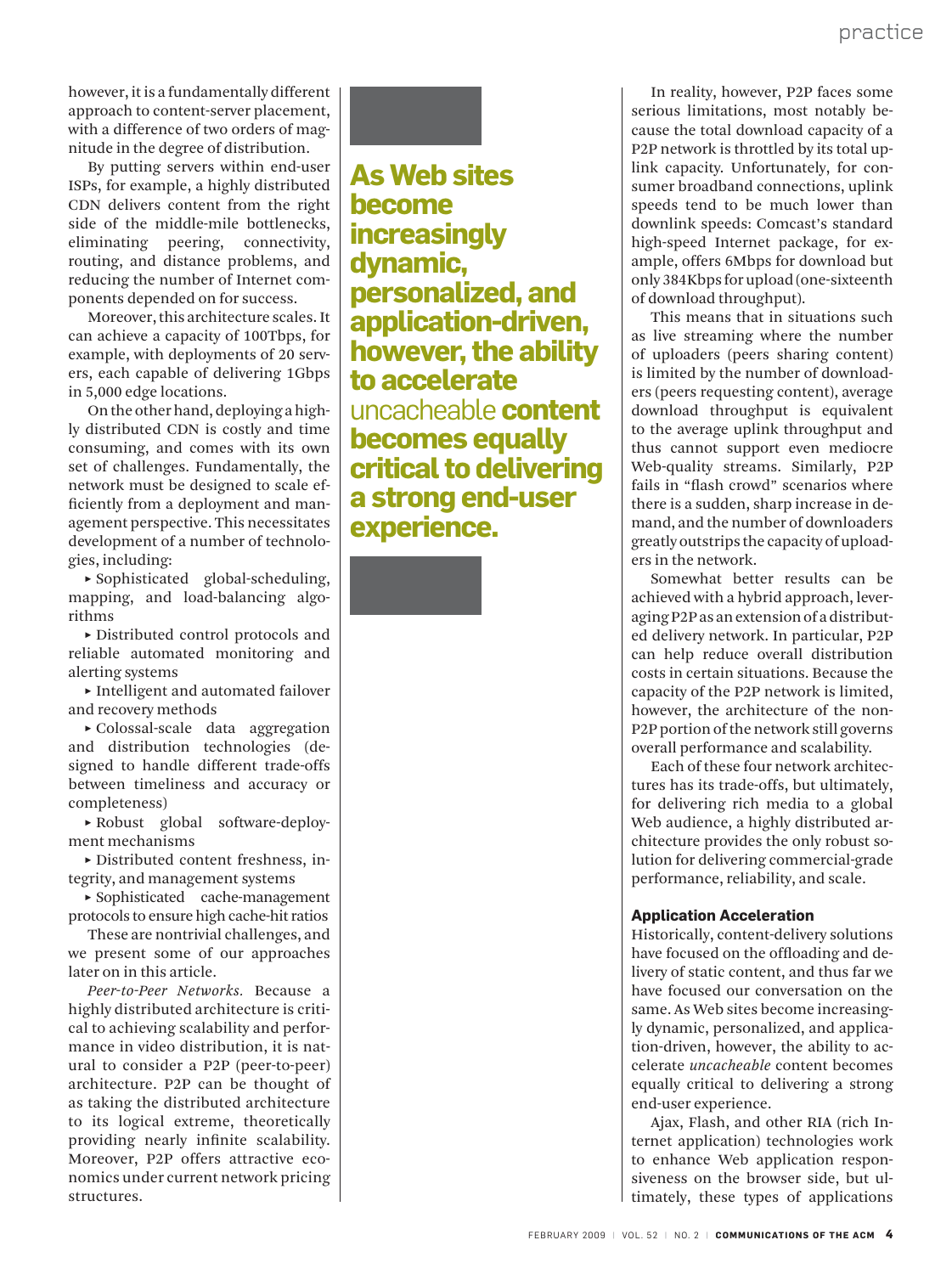however, it is a fundamentally different approach to content-server placement, with a difference of two orders of magnitude in the degree of distribution.

By putting servers within end-user ISPs, for example, a highly distributed CDN delivers content from the right side of the middle-mile bottlenecks, eliminating peering, connectivity, routing, and distance problems, and reducing the number of Internet components depended on for success.

Moreover, this architecture scales. It can achieve a capacity of 100Tbps, for example, with deployments of 20 servers, each capable of delivering 1Gbps in 5,000 edge locations.

On the other hand, deploying a highly distributed CDN is costly and time consuming, and comes with its own set of challenges. Fundamentally, the network must be designed to scale efficiently from a deployment and management perspective. This necessitates development of a number of technologies, including:

- Sophisticated global-scheduling, mapping, and load-balancing algorithms
- Distributed control protocols and reliable automated monitoring and alerting systems
- Intelligent and automated failover and recovery methods
- Colossal-scale data aggregation and distribution technologies (designed to handle different trade-offs between timeliness and accuracy or completeness)
- Robust global software-deployment mechanisms
- Distributed content freshness, integrity, and management systems
- Sophisticated cache-management protocols to ensure high cache-hit ratios

These are nontrivial challenges, and we present some of our approaches later on in this article.

*Peer-to-Peer Networks.* Because a highly distributed architecture is critical to achieving scalability and performance in video distribution, it is natural to consider a P2P (peer-to-peer) architecture. P2P can be thought of as taking the distributed architecture to its logical extreme, theoretically providing nearly infinite scalability. Moreover, P2P offers attractive economics under current network pricing structures.

**As Web sites become increasingly dynamic, personalized, and application-driven, however, the ability to accelerate uncacheable content becomes equally critical to delivering a strong end-user experience.**

In reality, however, P2P faces some serious limitations, most notably because the total download capacity of a P2P network is throttled by its total uplink capacity. Unfortunately, for consumer broadband connections, uplink speeds tend to be much lower than downlink speeds: Comcast's standard high-speed Internet package, for example, offers 6Mbps for download but only 384Kbps for upload (one-sixteenth of download throughput).

This means that in situations such as live streaming where the number of uploaders (peers sharing content) is limited by the number of downloaders (peers requesting content), average download throughput is equivalent to the average uplink throughput and thus cannot support even mediocre Web-quality streams. Similarly, P2P fails in "flash crowd" scenarios where there is a sudden, sharp increase in demand, and the number of downloaders greatly outstrips the capacity of uploaders in the network.

Somewhat better results can be achieved with a hybrid approach, leveraging P2P as an extension of a distributed delivery network. In particular, P2P can help reduce overall distribution costs in certain situations. Because the capacity of the P2P network is limited, however, the architecture of the non-P2P portion of the network still governs overall performance and scalability.

Each of these four network architectures has its trade-offs, but ultimately, for delivering rich media to a global Web audience, a highly distributed architecture provides the only robust solution for delivering commercial-grade performance, reliability, and scale.

### Application Acceleration

Historically, content-delivery solutions have focused on the offloading and delivery of static content, and thus far we have focused our conversation on the same. As Web sites become increasingly dynamic, personalized, and application-driven, however, the ability to accelerate *uncacheable* content becomes equally critical to delivering a strong end-user experience.

Ajax, Flash, and other RIA (rich Internet application) technologies work to enhance Web application responsiveness on the browser side, but ultimately, these types of applications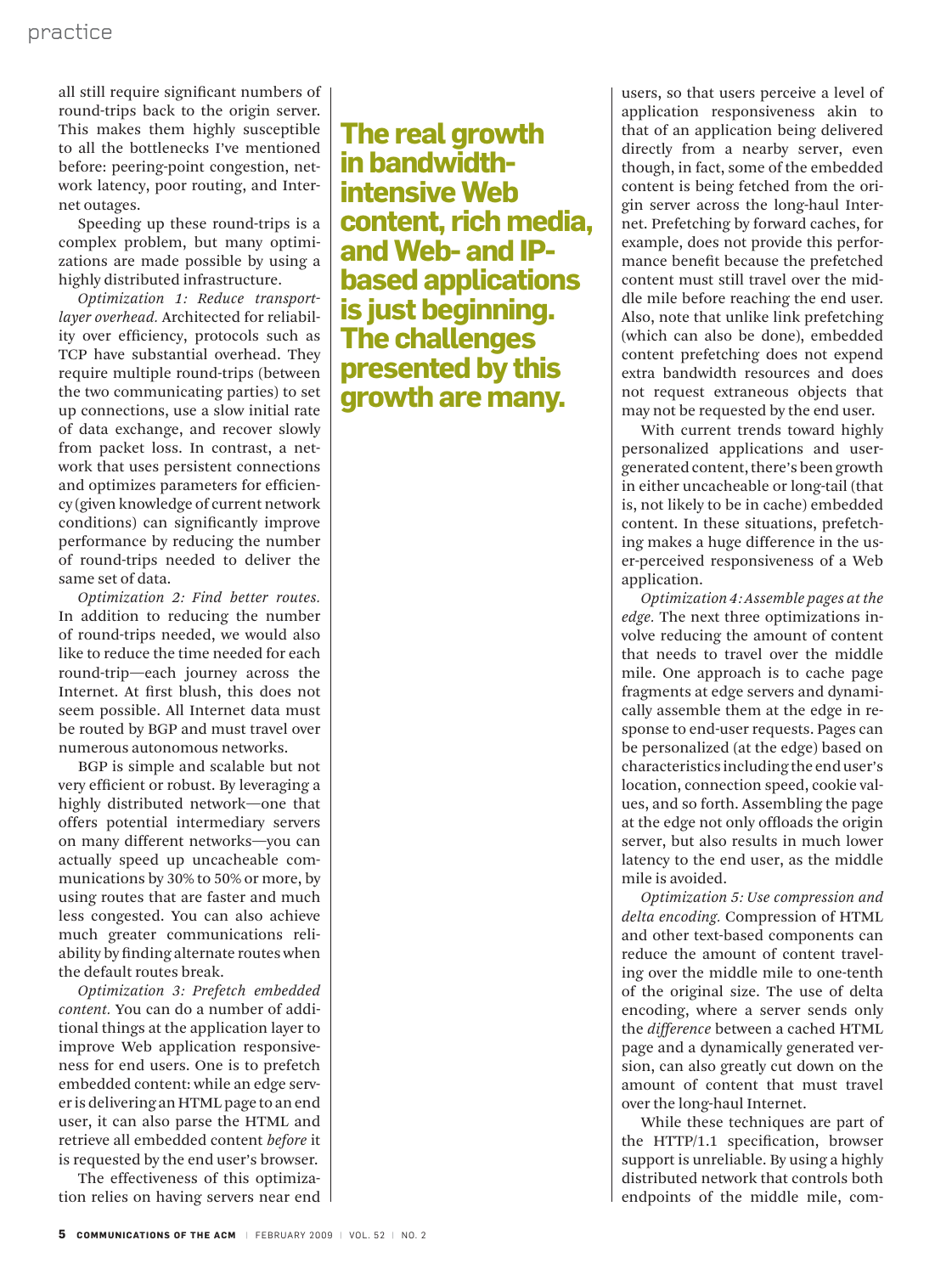all still require significant numbers of round-trips back to the origin server. This makes them highly susceptible to all the bottlenecks I've mentioned before: peering-point congestion, network latency, poor routing, and Internet outages.

Speeding up these round-trips is a complex problem, but many optimizations are made possible by using a highly distributed infrastructure.

*Optimization 1: Reduce transport-layer overhead.* Architected for reliability over efficiency, protocols such as TCP have substantial overhead. They require multiple round-trips (between the two communicating parties) to set up connections, use a slow initial rate of data exchange, and recover slowly from packet loss. In contrast, a network that uses persistent connections and optimizes parameters for efficiency (given knowledge of current network conditions) can significantly improve performance by reducing the number of round-trips needed to deliver the same set of data.

*Optimization 2: Find better routes.* In addition to reducing the number of round-trips needed, we would also like to reduce the time needed for each round-trip—each journey across the Internet. At first blush, this does not seem possible. All Internet data must be routed by BGP and must travel over numerous autonomous networks.

BGP is simple and scalable but not very efficient or robust. By leveraging a highly distributed network—one that offers potential intermediary servers on many different networks—you can actually speed up uncacheable communications by 30% to 50% or more, by using routes that are faster and much less congested. You can also achieve much greater communications reliability by finding alternate routes when the default routes break.

*Optimization 3: Prefetch embedded content.* You can do a number of additional things at the application layer to improve Web application responsiveness for end users. One is to prefetch embedded content: while an edge server is delivering an HTML page to an end user, it can also parse the HTML and retrieve all embedded content *before* it is requested by the end user's browser.

The effectiveness of this optimization relies on having servers near end users, so that users perceive a level of application responsiveness akin to that of an application being delivered directly from a nearby server, even though, in fact, some of the embedded content is being fetched from the origin server across the long-haul Internet. Prefetching by forward caches, for example, does not provide this performance benefit because the prefetched content must still travel over the middle mile before reaching the end user. Also, note that unlike link prefetching (which can also be done), embedded content prefetching does not expend extra bandwidth resources and does not request extraneous objects that may not be requested by the end user.

**The real growth in bandwidth-intensive Web content, rich media, and Web- and IP-based applications is just beginning. The challenges presented by this growth are many.**

With current trends toward highly personalized applications and user-generated content, there's been growth in either uncacheable or long-tail (that is, not likely to be in cache) embedded content. In these situations, prefetching makes a huge difference in the user-perceived responsiveness of a Web application.

*Optimization 4: Assemble pages at the edge.* The next three optimizations involve reducing the amount of content that needs to travel over the middle mile. One approach is to cache page fragments at edge servers and dynamically assemble them at the edge in response to end-user requests. Pages can be personalized (at the edge) based on characteristics including the end user's location, connection speed, cookie values, and so forth. Assembling the page at the edge not only offloads the origin server, but also results in much lower latency to the end user, as the middle mile is avoided.

*Optimization 5: Use compression and delta encoding.* Compression of HTML and other text-based components can reduce the amount of content traveling over the middle mile to one-tenth of the original size. The use of delta encoding, where a server sends only the *difference* between a cached HTML page and a dynamically generated version, can also greatly cut down on the amount of content that must travel over the long-haul Internet.

While these techniques are part of the HTTP/1.1 specification, browser support is unreliable. By using a highly distributed network that controls both endpoints of the middle mile, com-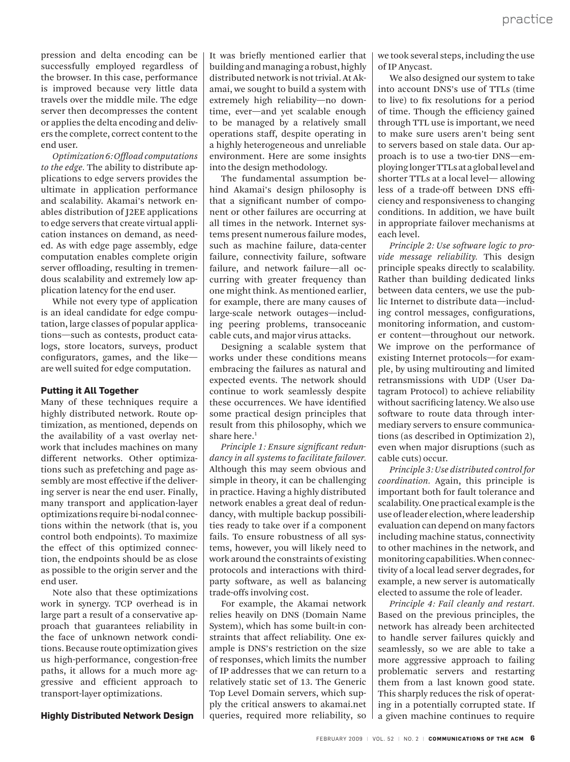pression and delta encoding can be successfully employed regardless of the browser. In this case, performance is improved because very little data travels over the middle mile. The edge server then decompresses the content or applies the delta encoding and delivers the complete, correct content to the end user.

*Optimization 6: Offload computations to the edge.* The ability to distribute applications to edge servers provides the ultimate in application performance and scalability. Akamai's network enables distribution of J2EE applications to edge servers that create virtual application instances on demand, as needed. As with edge page assembly, edge computation enables complete origin server offloading, resulting in tremendous scalability and extremely low application latency for the end user.

While not every type of application is an ideal candidate for edge computation, large classes of popular applications—such as contests, product catalogs, store locators, surveys, product configurators, games, and the like—are well suited for edge computation.

## Putting it All Together

Many of these techniques require a highly distributed network. Route optimization, as mentioned, depends on the availability of a vast overlay network that includes machines on many different networks. Other optimizations such as prefetching and page assembly are most effective if the delivering server is near the end user. Finally, many transport and application-layer optimizations require bi-nodal connections within the network (that is, you control both endpoints). To maximize the effect of this optimized connection, the endpoints should be as close as possible to the origin server and the end user.

Note also that these optimizations work in synergy. TCP overhead is in large part a result of a conservative approach that guarantees reliability in the face of unknown network conditions. Because route optimization gives us high-performance, congestion-free paths, it allows for a much more aggressive and efficient approach to transport-layer optimizations.

## Highly Distributed Network Design

It was briefly mentioned earlier that building and managing a robust, highly distributed network is not trivial. At Akamai, we sought to build a system with extremely high reliability—no downtime, ever—and yet scalable enough to be managed by a relatively small operations staff, despite operating in a highly heterogeneous and unreliable environment. Here are some insights into the design methodology.

The fundamental assumption behind Akamai's design philosophy is that a significant number of component or other failures are occurring at all times in the network. Internet systems present numerous failure modes, such as machine failure, data-center failure, connectivity failure, software failure, and network failure—all occurring with greater frequency than one might think. As mentioned earlier, for example, there are many causes of large-scale network outages—including peering problems, transoceanic cable cuts, and major virus attacks.

Designing a scalable system that works under these conditions means embracing the failures as natural and expected events. The network should continue to work seamlessly despite these occurrences. We have identified some practical design principles that result from this philosophy, which we share here.[1]

*Principle 1: Ensure significant redundancy in all systems to facilitate failover.* Although this may seem obvious and simple in theory, it can be challenging in practice. Having a highly distributed network enables a great deal of redundancy, with multiple backup possibilities ready to take over if a component fails. To ensure robustness of all systems, however, you will likely need to work around the constraints of existing protocols and interactions with third-party software, as well as balancing trade-offs involving cost.

For example, the Akamai network relies heavily on DNS (Domain Name System), which has some built-in constraints that affect reliability. One example is DNS's restriction on the size of responses, which limits the number of IP addresses that we can return to a relatively static set of 13. The Generic Top Level Domain servers, which supply the critical answers to akamai.net queries, required more reliability, so we took several steps, including the use of IP Anycast.

We also designed our system to take into account DNS's use of TTLs (time to live) to fix resolutions for a period of time. Though the efficiency gained through TTL use is important, we need to make sure users aren't being sent to servers based on stale data. Our approach is to use a two-tier DNS—employing longer TTLs at a global level and shorter TTLs at a local level— allowing less of a trade-off between DNS efficiency and responsiveness to changing conditions. In addition, we have built in appropriate failover mechanisms at each level.

*Principle 2: Use software logic to provide message reliability.* This design principle speaks directly to scalability. Rather than building dedicated links between data centers, we use the public Internet to distribute data—including control messages, configurations, monitoring information, and customer content—throughout our network. We improve on the performance of existing Internet protocols—for example, by using multirouting and limited retransmissions with UDP (User Datagram Protocol) to achieve reliability without sacrificing latency. We also use software to route data through intermediary servers to ensure communications (as described in Optimization 2), even when major disruptions (such as cable cuts) occur.

*Principle 3: Use distributed control for coordination.* Again, this principle is important both for fault tolerance and scalability. One practical example is the use of leader election, where leadership evaluation can depend on many factors including machine status, connectivity to other machines in the network, and monitoring capabilities. When connectivity of a local lead server degrades, for example, a new server is automatically elected to assume the role of leader.

*Principle 4: Fail cleanly and restart.* Based on the previous principles, the network has already been architected to handle server failures quickly and seamlessly, so we are able to take a more aggressive approach to failing problematic servers and restarting them from a last known good state. This sharply reduces the risk of operating in a potentially corrupted state. If a given machine continues to require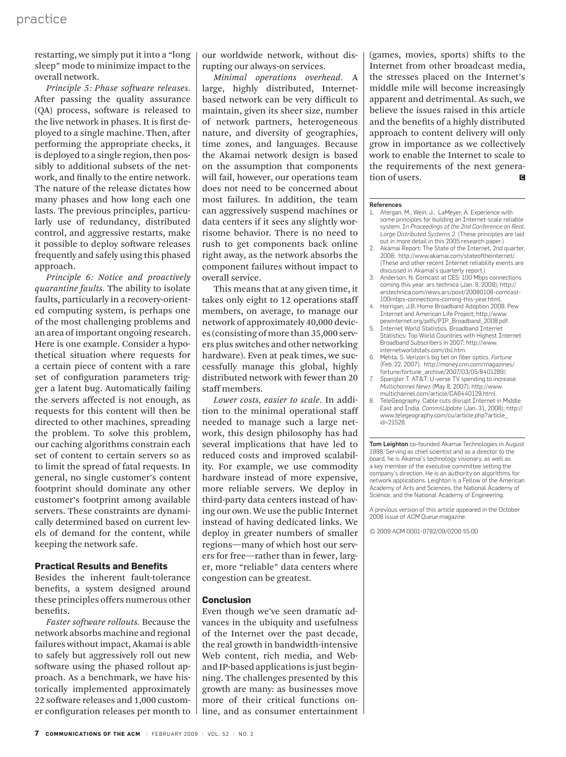restarting, we simply put it into a "long sleep" mode to minimize impact to the overall network.

*Principle 5: Phase software releases.* After passing the quality assurance (QA) process, software is released to the live network in phases. It is first deployed to a single machine. Then, after performing the appropriate checks, it is deployed to a single region, then possibly to additional subsets of the network, and finally to the entire network. The nature of the release dictates how many phases and how long each one lasts. The previous principles, particularly use of redundancy, distributed control, and aggressive restarts, make it possible to deploy software releases frequently and safely using this phased approach.

*Principle 6: Notice and proactively quarantine faults.* The ability to isolate faults, particularly in a recovery-oriented computing system, is perhaps one of the most challenging problems and an area of important ongoing research. Here is one example. Consider a hypothetical situation where requests for a certain piece of content with a rare set of configuration parameters trigger a latent bug. Automatically failing the servers affected is not enough, as requests for this content will then be directed to other machines, spreading the problem. To solve this problem, our caching algorithms constrain each set of content to certain servers so as to limit the spread of fatal requests. In general, no single customer's content footprint should dominate any other customer's footprint among available servers. These constraints are dynamically determined based on current levels of demand for the content, while keeping the network safe.

### Practical Results and Benefits

Besides the inherent fault-tolerance benefits, a system designed around these principles offers numerous other benefits.

*Faster software rollouts.* Because the network absorbs machine and regional failures without impact, Akamai is able to safely but aggressively roll out new software using the phased rollout approach. As a benchmark, we have historically implemented approximately 22 software releases and 1,000 customer configuration releases per month to our worldwide network, without disrupting our always-on services.

*Minimal operations overhead.* A large, highly distributed, Internet-based network can be very difficult to maintain, given its sheer size, number of network partners, heterogeneous nature, and diversity of geographies, time zones, and languages. Because the Akamai network design is based on the assumption that components will fail, however, our operations team does not need to be concerned about most failures. In addition, the team can aggressively suspend machines or data centers if it sees any slightly worrisome behavior. There is no need to rush to get components back online right away, as the network absorbs the component failures without impact to overall service.

This means that at any given time, it takes only eight to 12 operations staff members, on average, to manage our network of approximately 40,000 devices (consisting of more than 35,000 servers plus switches and other networking hardware). Even at peak times, we successfully manage this global, highly distributed network with fewer than 20 staff members.

*Lower costs, easier to scale.* In addition to the minimal operational staff needed to manage such a large network, this design philosophy has had several implications that have led to reduced costs and improved scalability. For example, we use commodity hardware instead of more expensive, more reliable servers. We deploy in third-party data centers instead of having our own. We use the public Internet instead of having dedicated links. We deploy in greater numbers of smaller regions—many of which host our servers for free—rather than in fewer, larger, more "reliable" data centers where congestion can be greatest.

### Conclusion

Even though we've seen dramatic advances in the ubiquity and usefulness of the Internet over the past decade, the real growth in bandwidth-intensive Web content, rich media, and Web- and IP-based applications is just beginning. The challenges presented by this growth are many: as businesses move more of their critical functions online, and as consumer entertainment (games, movies, sports) shifts to the Internet from other broadcast media, the stresses placed on the Internet's middle mile will become increasingly apparent and detrimental. As such, we believe the issues raised in this article and the benefits of a highly distributed approach to content delivery will only grow in importance as we collectively work to enable the Internet to scale to the requirements of the next generation of users.

#### References

1. Afergan, M., Wein, J., LaMeyer, A. Experience with some principles for building an Internet-scale reliable system. In *Proceedings of the 2nd Conference on Real, Large Distributed Systems 2.* (These principles are laid out in more detail in this 2005 research paper.)
2. Akamai Report: The State of the Internet, 2nd quarter, 2008; http://www.akamai.com/stateoftheinternet/. (These and other recent Internet reliability events are discussed in Akamai's quarterly report.)
3. Anderson, N. Comcast at CES: 100 Mbps connections coming this year. ars technica (Jan. 8, 2008); http://arstechnica.com/news.ars/post/20080108-comcast-100mbps-connections-coming-this-year.html.
4. Horrigan, J.B. Home Broadband Adoption 2008. Pew Internet and American Life Project; http://www.pewinternet.org/pdfs/PIP_Broadband_2008.pdf.
5. Internet World Statistics. Broadband Internet Statistics: Top World Countries with Highest Internet Broadband Subscribers in 2007; http://www.internetworldstats.com/dsl.htm.
6. Mehta, S. Verizon's big bet on fiber optics. *Fortune* (Feb. 22, 2007); http://money.cnn.com/magazines/fortune/fortune_archive/2007/03/05/8401289/.
7. Spangler T. AT&T: U-verse TV spending to increase. *Multichannel News* (May 8, 2007); http://www.multichannel.com/article/CA6440129.html.
8. TeleGeography. Cable cuts disrupt Internet in Middle East and India. *CommsUpdate* (Jan. 31, 2008); http://www.telegeography.com/cu/article.php?article_id=21528.

**Tom Leighton** co-founded Akamai Technologies in August 1998. Serving as chief scientist and as a director to the board, he is Akamai's technology visionary, as well as a key member of the executive committee setting the company's direction. He is an authority on algorithms for network applications. Leighton is a Fellow of the American Academy of Arts and Sciences, the National Academy of Science, and the National Academy of Engineering.

A previous version of this article appeared in the October 2008 issue of *ACM Queue* magazine.

© 2009 ACM 0001-0782/09/0200 $5.00